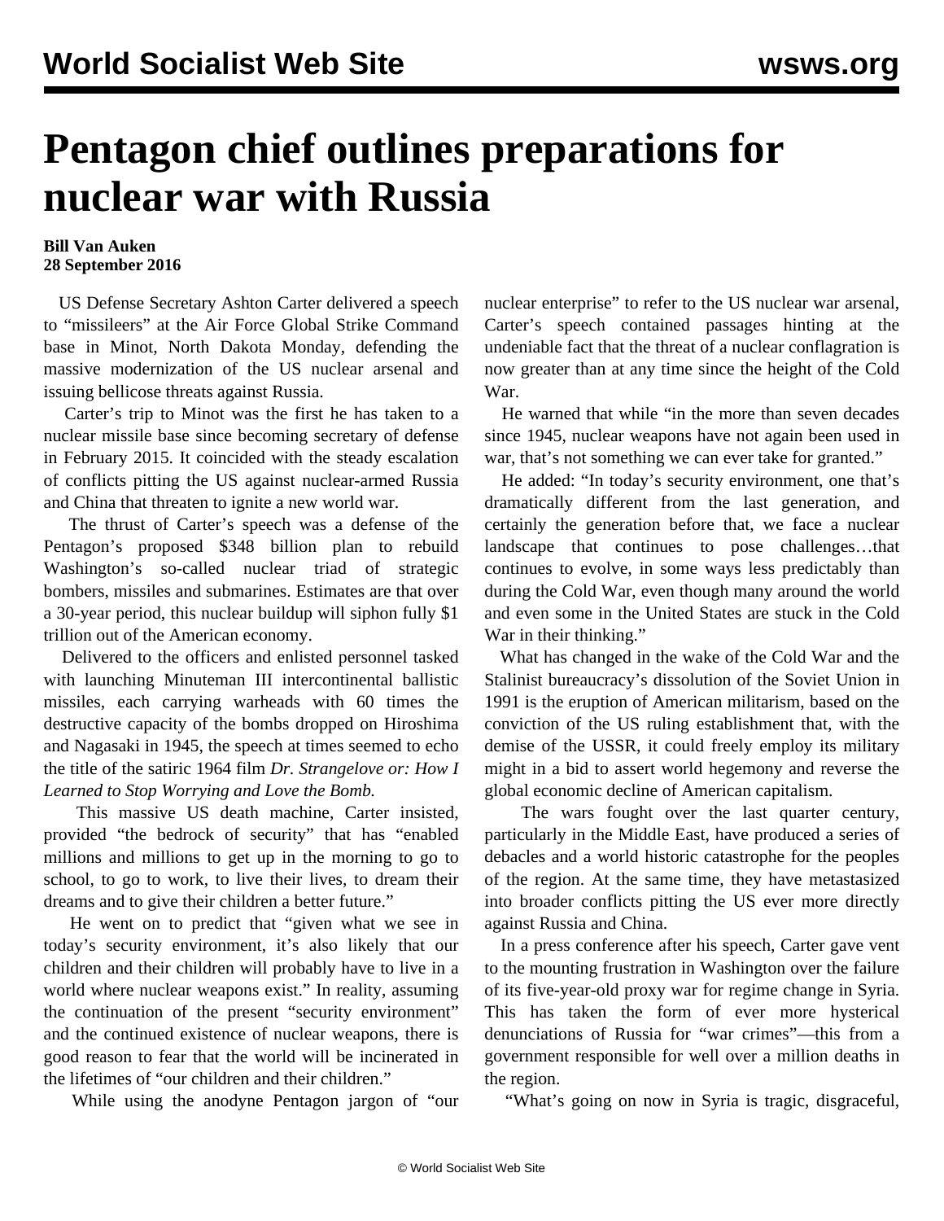# Pentagon chief outlines preparations for nuclear war with Russia

**Bill Van Auken**
**28 September 2016**

US Defense Secretary Ashton Carter delivered a speech to "missileers" at the Air Force Global Strike Command base in Minot, North Dakota Monday, defending the massive modernization of the US nuclear arsenal and issuing bellicose threats against Russia.

Carter's trip to Minot was the first he has taken to a nuclear missile base since becoming secretary of defense in February 2015. It coincided with the steady escalation of conflicts pitting the US against nuclear-armed Russia and China that threaten to ignite a new world war.

The thrust of Carter's speech was a defense of the Pentagon's proposed $348 billion plan to rebuild Washington's so-called nuclear triad of strategic bombers, missiles and submarines. Estimates are that over a 30-year period, this nuclear buildup will siphon fully $1 trillion out of the American economy.

Delivered to the officers and enlisted personnel tasked with launching Minuteman III intercontinental ballistic missiles, each carrying warheads with 60 times the destructive capacity of the bombs dropped on Hiroshima and Nagasaki in 1945, the speech at times seemed to echo the title of the satiric 1964 film *Dr. Strangelove or: How I Learned to Stop Worrying and Love the Bomb.*

This massive US death machine, Carter insisted, provided "the bedrock of security" that has "enabled millions and millions to get up in the morning to go to school, to go to work, to live their lives, to dream their dreams and to give their children a better future."

He went on to predict that "given what we see in today's security environment, it's also likely that our children and their children will probably have to live in a world where nuclear weapons exist." In reality, assuming the continuation of the present "security environment" and the continued existence of nuclear weapons, there is good reason to fear that the world will be incinerated in the lifetimes of "our children and their children."

While using the anodyne Pentagon jargon of "our nuclear enterprise" to refer to the US nuclear war arsenal, Carter's speech contained passages hinting at the undeniable fact that the threat of a nuclear conflagration is now greater than at any time since the height of the Cold War.

He warned that while "in the more than seven decades since 1945, nuclear weapons have not again been used in war, that's not something we can ever take for granted."

He added: "In today's security environment, one that's dramatically different from the last generation, and certainly the generation before that, we face a nuclear landscape that continues to pose challenges…that continues to evolve, in some ways less predictably than during the Cold War, even though many around the world and even some in the United States are stuck in the Cold War in their thinking."

What has changed in the wake of the Cold War and the Stalinist bureaucracy's dissolution of the Soviet Union in 1991 is the eruption of American militarism, based on the conviction of the US ruling establishment that, with the demise of the USSR, it could freely employ its military might in a bid to assert world hegemony and reverse the global economic decline of American capitalism.

The wars fought over the last quarter century, particularly in the Middle East, have produced a series of debacles and a world historic catastrophe for the peoples of the region. At the same time, they have metastasized into broader conflicts pitting the US ever more directly against Russia and China.

In a press conference after his speech, Carter gave vent to the mounting frustration in Washington over the failure of its five-year-old proxy war for regime change in Syria. This has taken the form of ever more hysterical denunciations of Russia for "war crimes"—this from a government responsible for well over a million deaths in the region.

"What's going on now in Syria is tragic, disgraceful,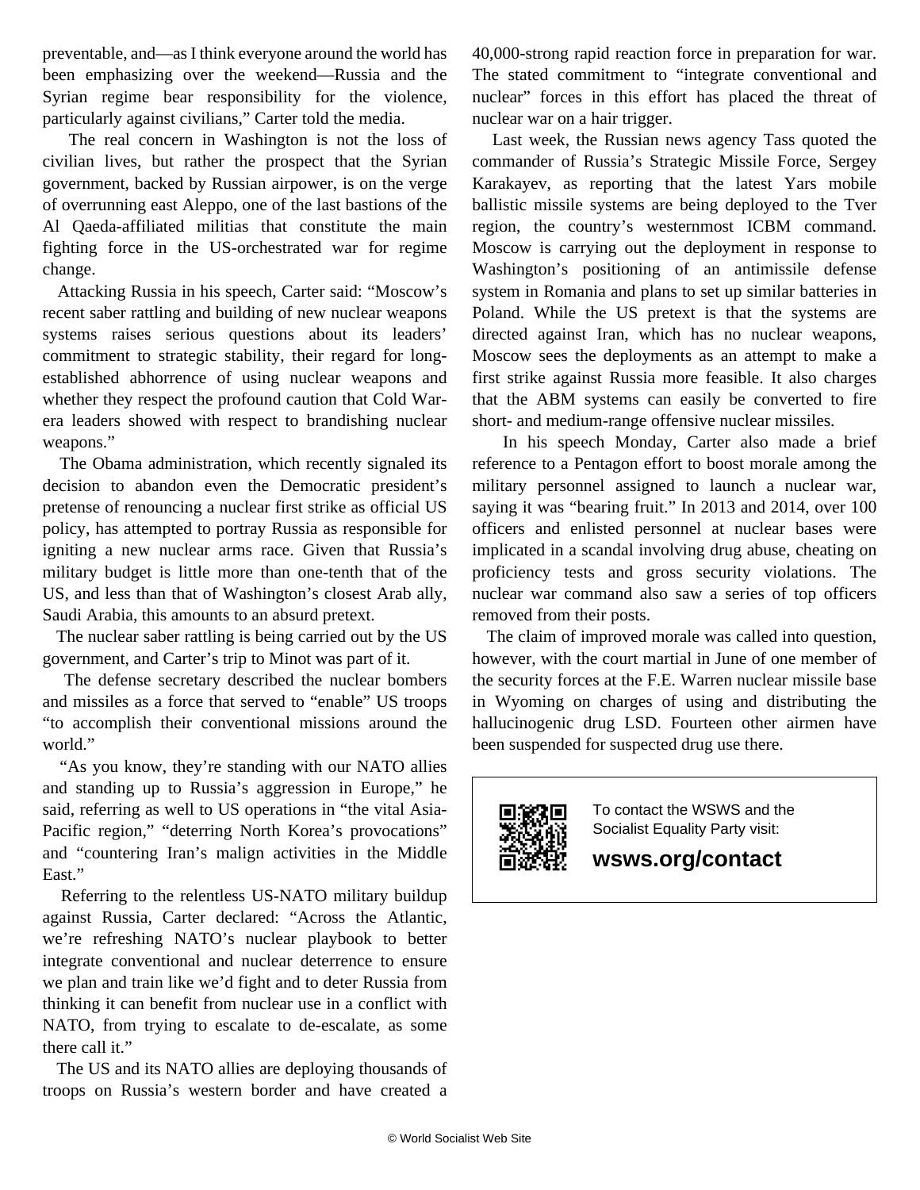preventable, and—as I think everyone around the world has been emphasizing over the weekend—Russia and the Syrian regime bear responsibility for the violence, particularly against civilians," Carter told the media.

The real concern in Washington is not the loss of civilian lives, but rather the prospect that the Syrian government, backed by Russian airpower, is on the verge of overrunning east Aleppo, one of the last bastions of the Al Qaeda-affiliated militias that constitute the main fighting force in the US-orchestrated war for regime change.

Attacking Russia in his speech, Carter said: "Moscow's recent saber rattling and building of new nuclear weapons systems raises serious questions about its leaders' commitment to strategic stability, their regard for long-established abhorrence of using nuclear weapons and whether they respect the profound caution that Cold War-era leaders showed with respect to brandishing nuclear weapons."

The Obama administration, which recently signaled its decision to abandon even the Democratic president's pretense of renouncing a nuclear first strike as official US policy, has attempted to portray Russia as responsible for igniting a new nuclear arms race. Given that Russia's military budget is little more than one-tenth that of the US, and less than that of Washington's closest Arab ally, Saudi Arabia, this amounts to an absurd pretext.

The nuclear saber rattling is being carried out by the US government, and Carter's trip to Minot was part of it.

The defense secretary described the nuclear bombers and missiles as a force that served to "enable" US troops "to accomplish their conventional missions around the world."

"As you know, they're standing with our NATO allies and standing up to Russia's aggression in Europe," he said, referring as well to US operations in "the vital Asia-Pacific region," "deterring North Korea's provocations" and "countering Iran's malign activities in the Middle East."

Referring to the relentless US-NATO military buildup against Russia, Carter declared: "Across the Atlantic, we're refreshing NATO's nuclear playbook to better integrate conventional and nuclear deterrence to ensure we plan and train like we'd fight and to deter Russia from thinking it can benefit from nuclear use in a conflict with NATO, from trying to escalate to de-escalate, as some there call it."

The US and its NATO allies are deploying thousands of troops on Russia's western border and have created a 40,000-strong rapid reaction force in preparation for war. The stated commitment to "integrate conventional and nuclear" forces in this effort has placed the threat of nuclear war on a hair trigger.

Last week, the Russian news agency Tass quoted the commander of Russia's Strategic Missile Force, Sergey Karakayev, as reporting that the latest Yars mobile ballistic missile systems are being deployed to the Tver region, the country's westernmost ICBM command. Moscow is carrying out the deployment in response to Washington's positioning of an antimissile defense system in Romania and plans to set up similar batteries in Poland. While the US pretext is that the systems are directed against Iran, which has no nuclear weapons, Moscow sees the deployments as an attempt to make a first strike against Russia more feasible. It also charges that the ABM systems can easily be converted to fire short- and medium-range offensive nuclear missiles.

In his speech Monday, Carter also made a brief reference to a Pentagon effort to boost morale among the military personnel assigned to launch a nuclear war, saying it was "bearing fruit." In 2013 and 2014, over 100 officers and enlisted personnel at nuclear bases were implicated in a scandal involving drug abuse, cheating on proficiency tests and gross security violations. The nuclear war command also saw a series of top officers removed from their posts.

The claim of improved morale was called into question, however, with the court martial in June of one member of the security forces at the F.E. Warren nuclear missile base in Wyoming on charges of using and distributing the hallucinogenic drug LSD. Fourteen other airmen have been suspended for suspected drug use there.

To contact the WSWS and the Socialist Equality Party visit:

**wsws.org/contact**